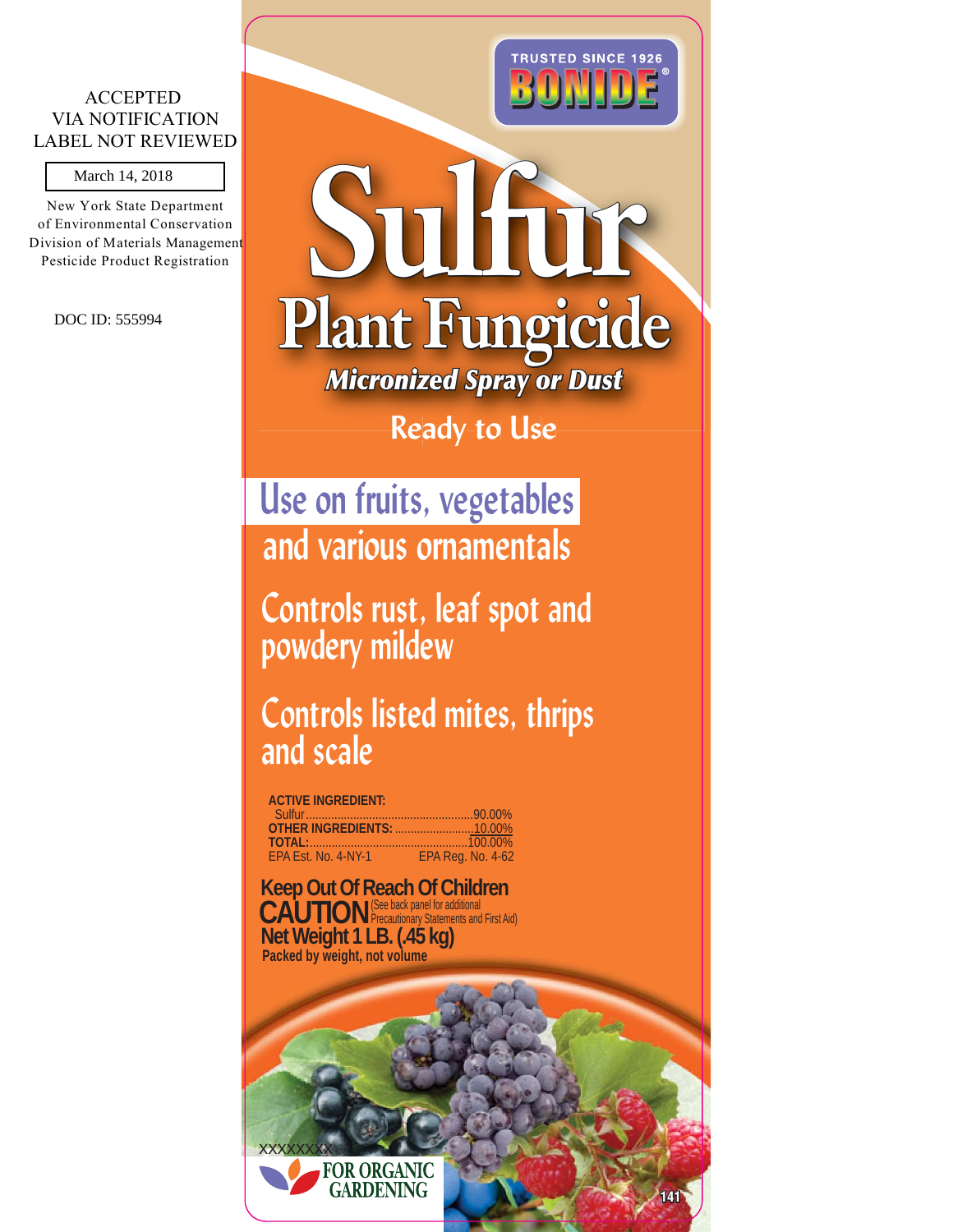ACCEPTED
VIA NOTIFICATION
LABEL NOT REVIEWED

March 14, 2018

New York State Department
of Environmental Conservation
Division of Materials Management
Pesticide Product Registration

DOC ID: 555994

TRUSTED SINCE 1926

BONIDE®

# Sulfur

## Plant Fungicide

***Micronized Spray or Dust***

**Ready to Use**

**Use on fruits, vegetables and various ornamentals**

**Controls rust, leaf spot and powdery mildew**

**Controls listed mites, thrips and scale**

| **ACTIVE INGREDIENT:** | |
|---|---|
| Sulfur | 90.00% |
| **OTHER INGREDIENTS:** | 10.00% |
| **TOTAL:** | 100.00% |

EPA Est. No. 4-NY-1 EPA Reg. No. 4-62

**Keep Out Of Reach Of Children**

**CAUTION** (See back panel for additional Precautionary Statements and First Aid)

**Net Weight 1 LB. (.45 kg)**

**Packed by weight, not volume**

XXXXXXX

FOR ORGANIC GARDENING

141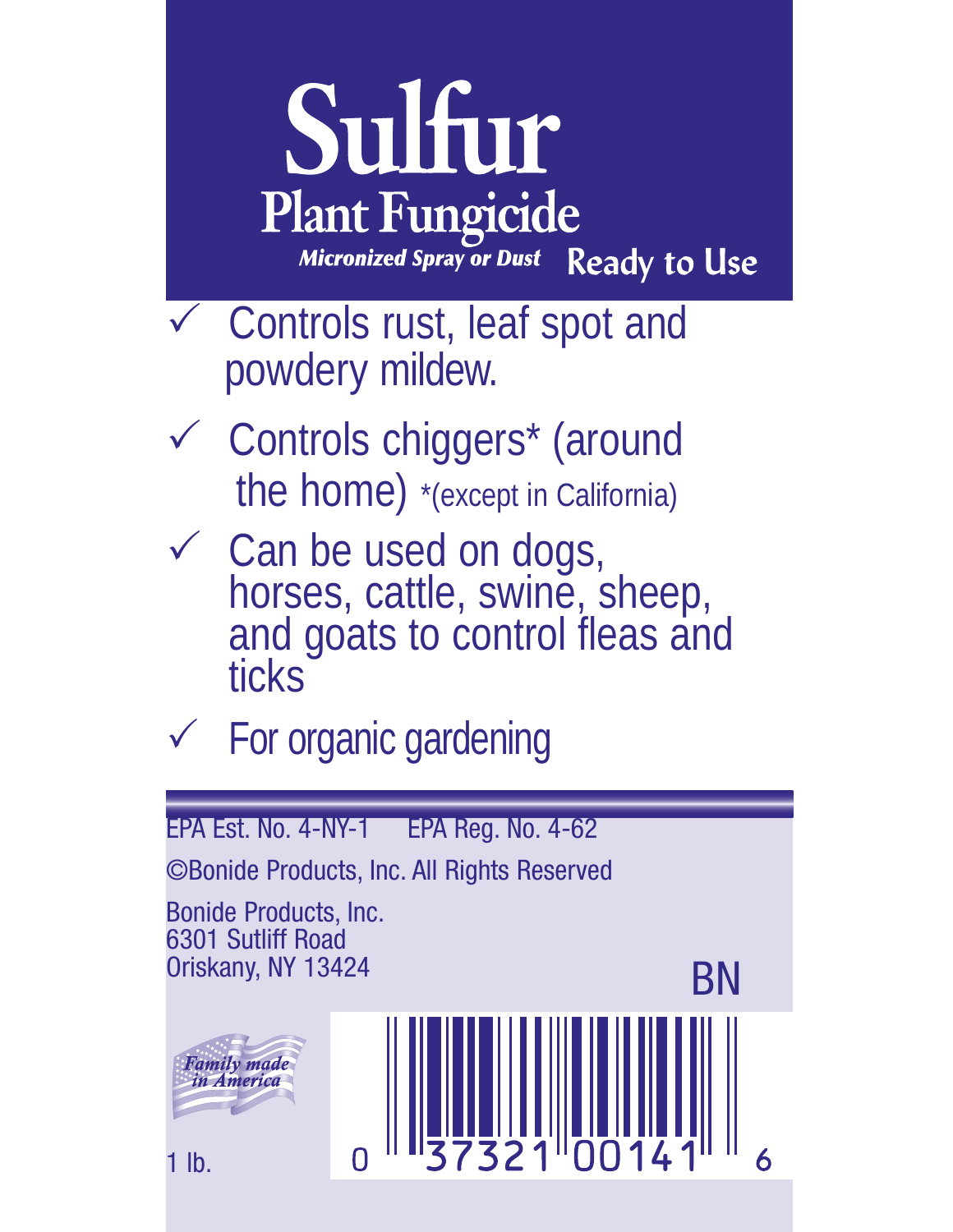# Sulfur

## Plant Fungicide

*Micronized Spray or Dust* **Ready to Use**

- ✓ Controls rust, leaf spot and powdery mildew.
- ✓ Controls chiggers* (around the home) *(except in California)
- ✓ Can be used on dogs, horses, cattle, swine, sheep, and goats to control fleas and ticks
- ✓ For organic gardening

EPA Est. No. 4-NY-1  EPA Reg. No. 4-62

©Bonide Products, Inc. All Rights Reserved

Bonide Products, Inc.
6301 Sutliff Road
Oriskany, NY 13424

BN

Family made in America

1 lb.

0 37321 00141 6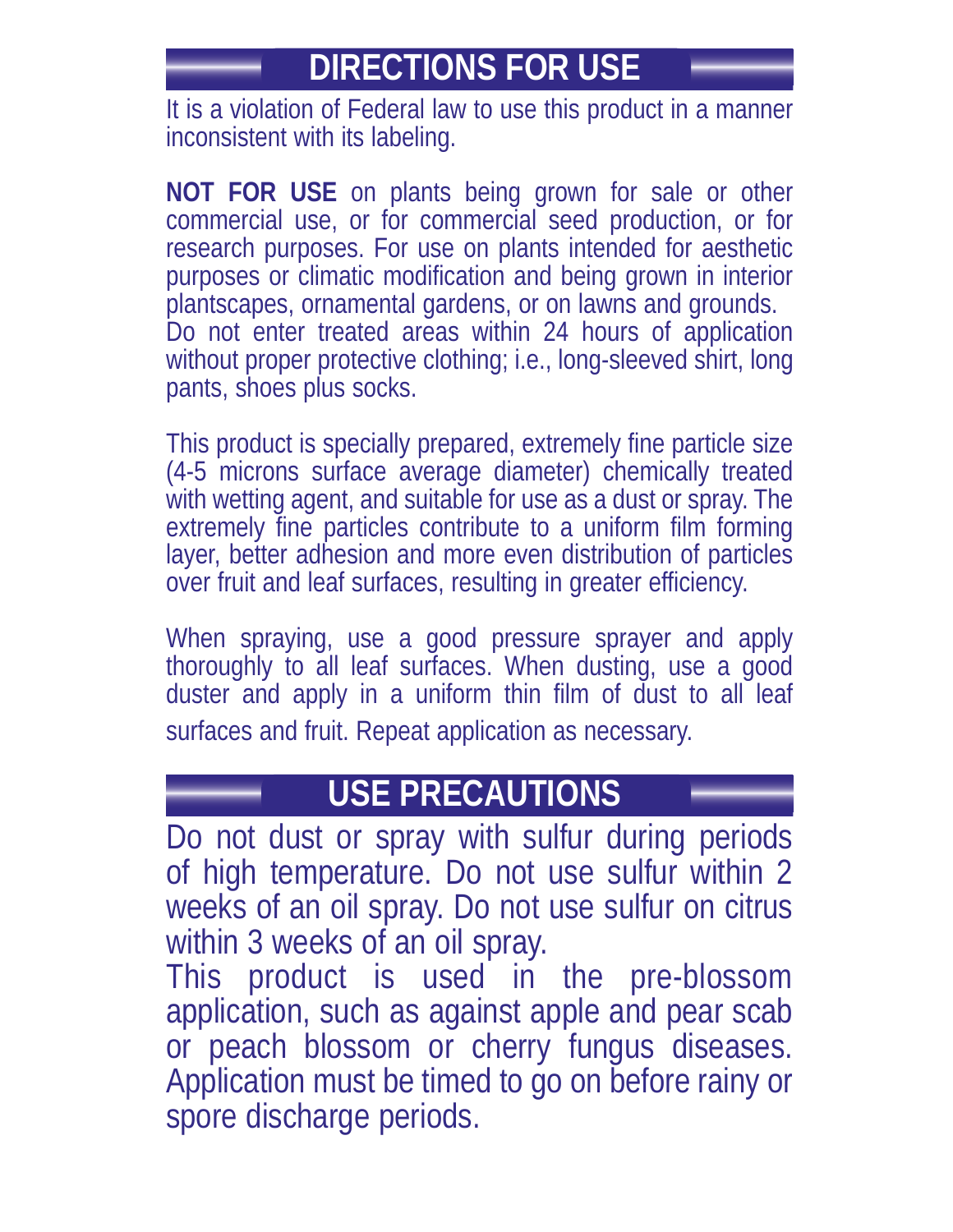## DIRECTIONS FOR USE

It is a violation of Federal law to use this product in a manner inconsistent with its labeling.

**NOT FOR USE** on plants being grown for sale or other commercial use, or for commercial seed production, or for research purposes. For use on plants intended for aesthetic purposes or climatic modification and being grown in interior plantscapes, ornamental gardens, or on lawns and grounds.
Do not enter treated areas within 24 hours of application without proper protective clothing; i.e., long-sleeved shirt, long pants, shoes plus socks.

This product is specially prepared, extremely fine particle size (4-5 microns surface average diameter) chemically treated with wetting agent, and suitable for use as a dust or spray. The extremely fine particles contribute to a uniform film forming layer, better adhesion and more even distribution of particles over fruit and leaf surfaces, resulting in greater efficiency.

When spraying, use a good pressure sprayer and apply thoroughly to all leaf surfaces. When dusting, use a good duster and apply in a uniform thin film of dust to all leaf surfaces and fruit. Repeat application as necessary.

## USE PRECAUTIONS

Do not dust or spray with sulfur during periods of high temperature. Do not use sulfur within 2 weeks of an oil spray. Do not use sulfur on citrus within 3 weeks of an oil spray.
This product is used in the pre-blossom application, such as against apple and pear scab or peach blossom or cherry fungus diseases. Application must be timed to go on before rainy or spore discharge periods.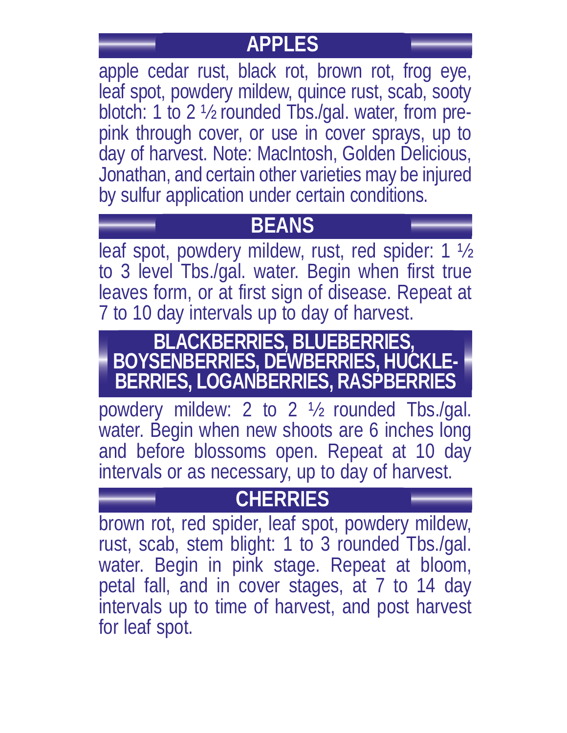## APPLES

apple cedar rust, black rot, brown rot, frog eye, leaf spot, powdery mildew, quince rust, scab, sooty blotch: 1 to 2 ½ rounded Tbs./gal. water, from pre-pink through cover, or use in cover sprays, up to day of harvest. Note: MacIntosh, Golden Delicious, Jonathan, and certain other varieties may be injured by sulfur application under certain conditions.

## BEANS

leaf spot, powdery mildew, rust, red spider: 1 ½ to 3 level Tbs./gal. water. Begin when first true leaves form, or at first sign of disease. Repeat at 7 to 10 day intervals up to day of harvest.

## BLACKBERRIES, BLUEBERRIES, BOYSENBERRIES, DEWBERRIES, HUCKLE-BERRIES, LOGANBERRIES, RASPBERRIES

powdery mildew: 2 to 2 ½ rounded Tbs./gal. water. Begin when new shoots are 6 inches long and before blossoms open. Repeat at 10 day intervals or as necessary, up to day of harvest.

## CHERRIES

brown rot, red spider, leaf spot, powdery mildew, rust, scab, stem blight: 1 to 3 rounded Tbs./gal. water. Begin in pink stage. Repeat at bloom, petal fall, and in cover stages, at 7 to 14 day intervals up to time of harvest, and post harvest for leaf spot.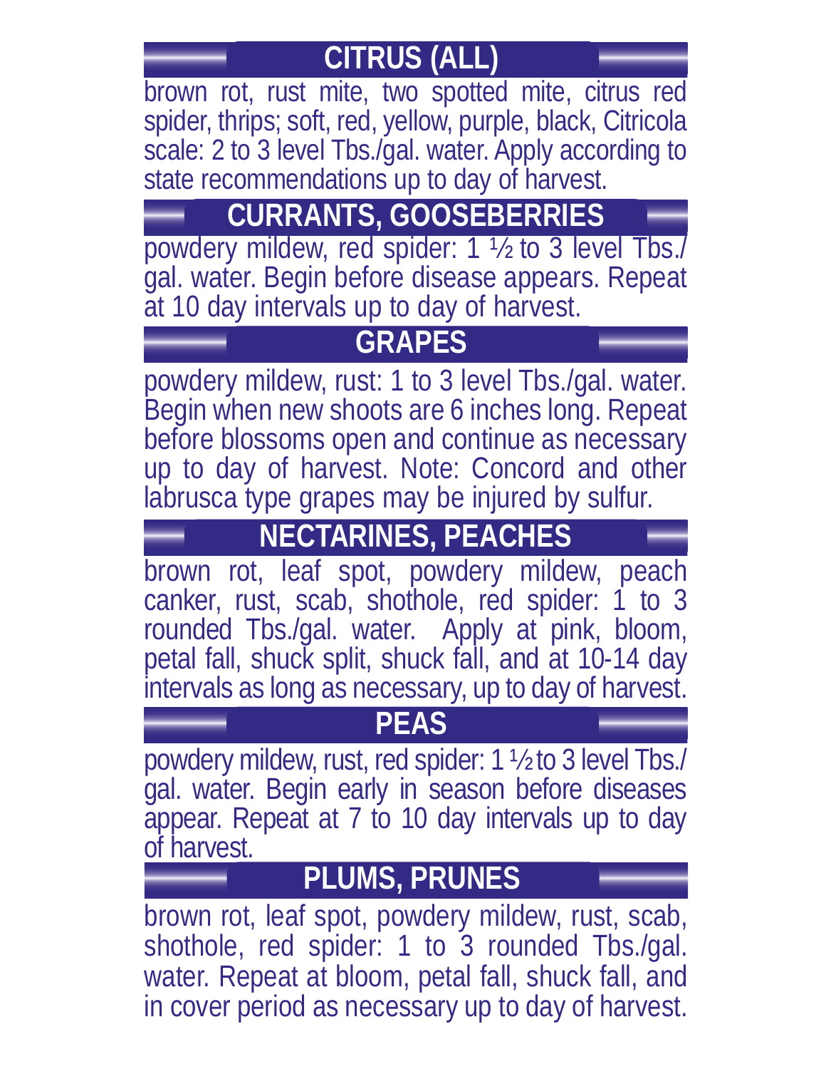## CITRUS (ALL)

brown rot, rust mite, two spotted mite, citrus red spider, thrips; soft, red, yellow, purple, black, Citricola scale: 2 to 3 level Tbs./gal. water. Apply according to state recommendations up to day of harvest.

## CURRANTS, GOOSEBERRIES

powdery mildew, red spider: 1 ½ to 3 level Tbs./gal. water. Begin before disease appears. Repeat at 10 day intervals up to day of harvest.

## GRAPES

powdery mildew, rust: 1 to 3 level Tbs./gal. water. Begin when new shoots are 6 inches long. Repeat before blossoms open and continue as necessary up to day of harvest. Note: Concord and other labrusca type grapes may be injured by sulfur.

## NECTARINES, PEACHES

brown rot, leaf spot, powdery mildew, peach canker, rust, scab, shothole, red spider: 1 to 3 rounded Tbs./gal. water. Apply at pink, bloom, petal fall, shuck split, shuck fall, and at 10-14 day intervals as long as necessary, up to day of harvest.

## PEAS

powdery mildew, rust, red spider: 1 ½ to 3 level Tbs./gal. water. Begin early in season before diseases appear. Repeat at 7 to 10 day intervals up to day of harvest.

## PLUMS, PRUNES

brown rot, leaf spot, powdery mildew, rust, scab, shothole, red spider: 1 to 3 rounded Tbs./gal. water. Repeat at bloom, petal fall, shuck fall, and in cover period as necessary up to day of harvest.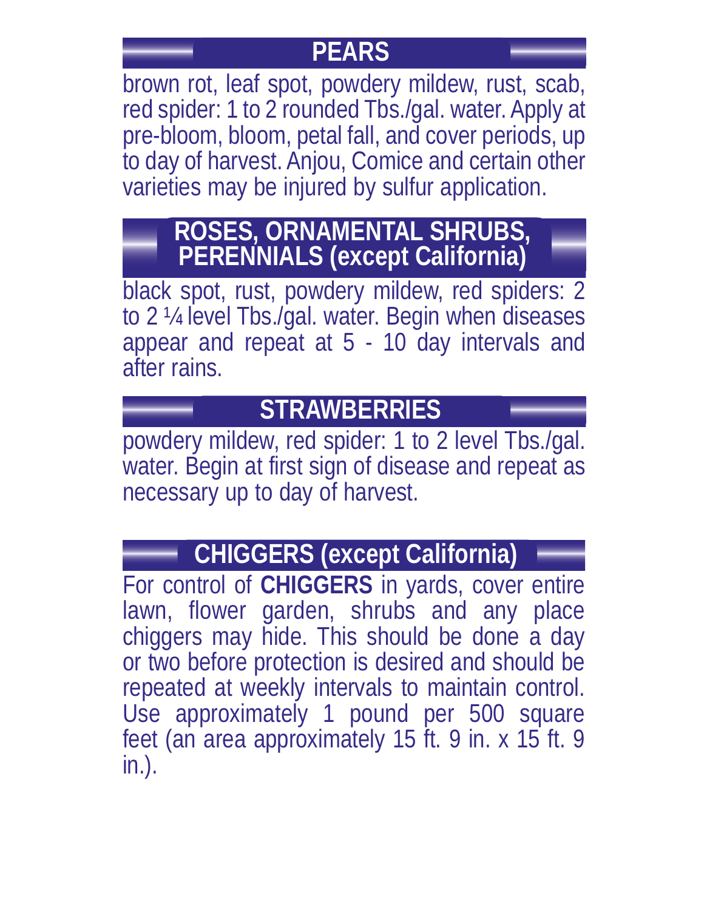## PEARS

brown rot, leaf spot, powdery mildew, rust, scab, red spider: 1 to 2 rounded Tbs./gal. water. Apply at pre-bloom, bloom, petal fall, and cover periods, up to day of harvest. Anjou, Comice and certain other varieties may be injured by sulfur application.

## ROSES, ORNAMENTAL SHRUBS, PERENNIALS (except California)

black spot, rust, powdery mildew, red spiders: 2 to 2 ¼ level Tbs./gal. water. Begin when diseases appear and repeat at 5 - 10 day intervals and after rains.

## STRAWBERRIES

powdery mildew, red spider: 1 to 2 level Tbs./gal. water. Begin at first sign of disease and repeat as necessary up to day of harvest.

## CHIGGERS (except California)

For control of **CHIGGERS** in yards, cover entire lawn, flower garden, shrubs and any place chiggers may hide. This should be done a day or two before protection is desired and should be repeated at weekly intervals to maintain control. Use approximately 1 pound per 500 square feet (an area approximately 15 ft. 9 in. x 15 ft. 9 in.).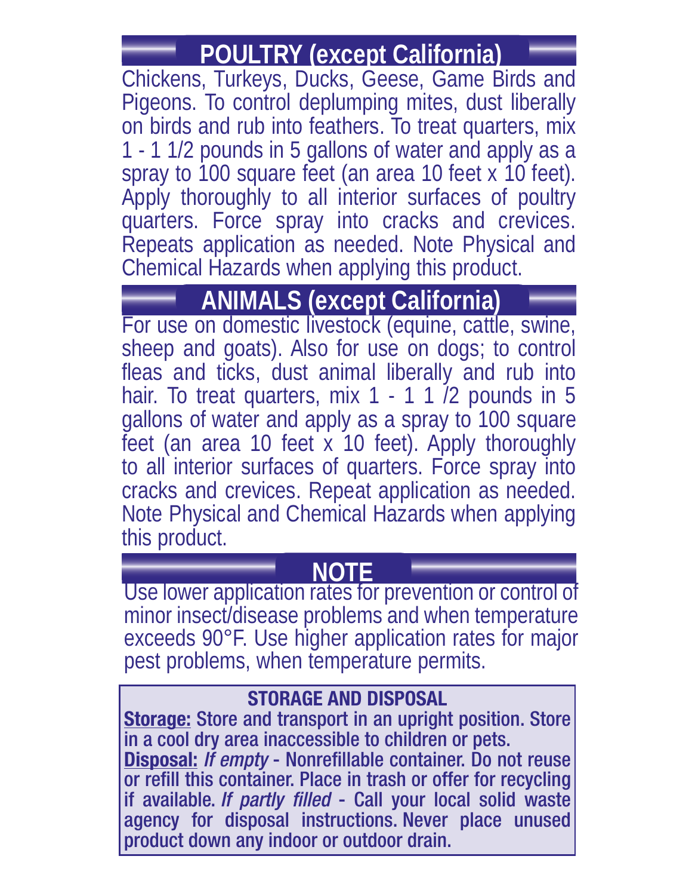## POULTRY (except California)

Chickens, Turkeys, Ducks, Geese, Game Birds and Pigeons. To control deplumping mites, dust liberally on birds and rub into feathers. To treat quarters, mix 1 - 1 1/2 pounds in 5 gallons of water and apply as a spray to 100 square feet (an area 10 feet x 10 feet). Apply thoroughly to all interior surfaces of poultry quarters. Force spray into cracks and crevices. Repeats application as needed. Note Physical and Chemical Hazards when applying this product.

## ANIMALS (except California)

For use on domestic livestock (equine, cattle, swine, sheep and goats). Also for use on dogs; to control fleas and ticks, dust animal liberally and rub into hair. To treat quarters, mix 1 - 1 1 /2 pounds in 5 gallons of water and apply as a spray to 100 square feet (an area 10 feet x 10 feet). Apply thoroughly to all interior surfaces of quarters. Force spray into cracks and crevices. Repeat application as needed. Note Physical and Chemical Hazards when applying this product.

## NOTE

Use lower application rates for prevention or control of minor insect/disease problems and when temperature exceeds 90°F. Use higher application rates for major pest problems, when temperature permits.

### STORAGE AND DISPOSAL

**Storage:** Store and transport in an upright position. Store in a cool dry area inaccessible to children or pets.

**Disposal:** *If empty* - Nonrefillable container. Do not reuse or refill this container. Place in trash or offer for recycling if available. *If partly filled* - Call your local solid waste agency for disposal instructions. Never place unused product down any indoor or outdoor drain.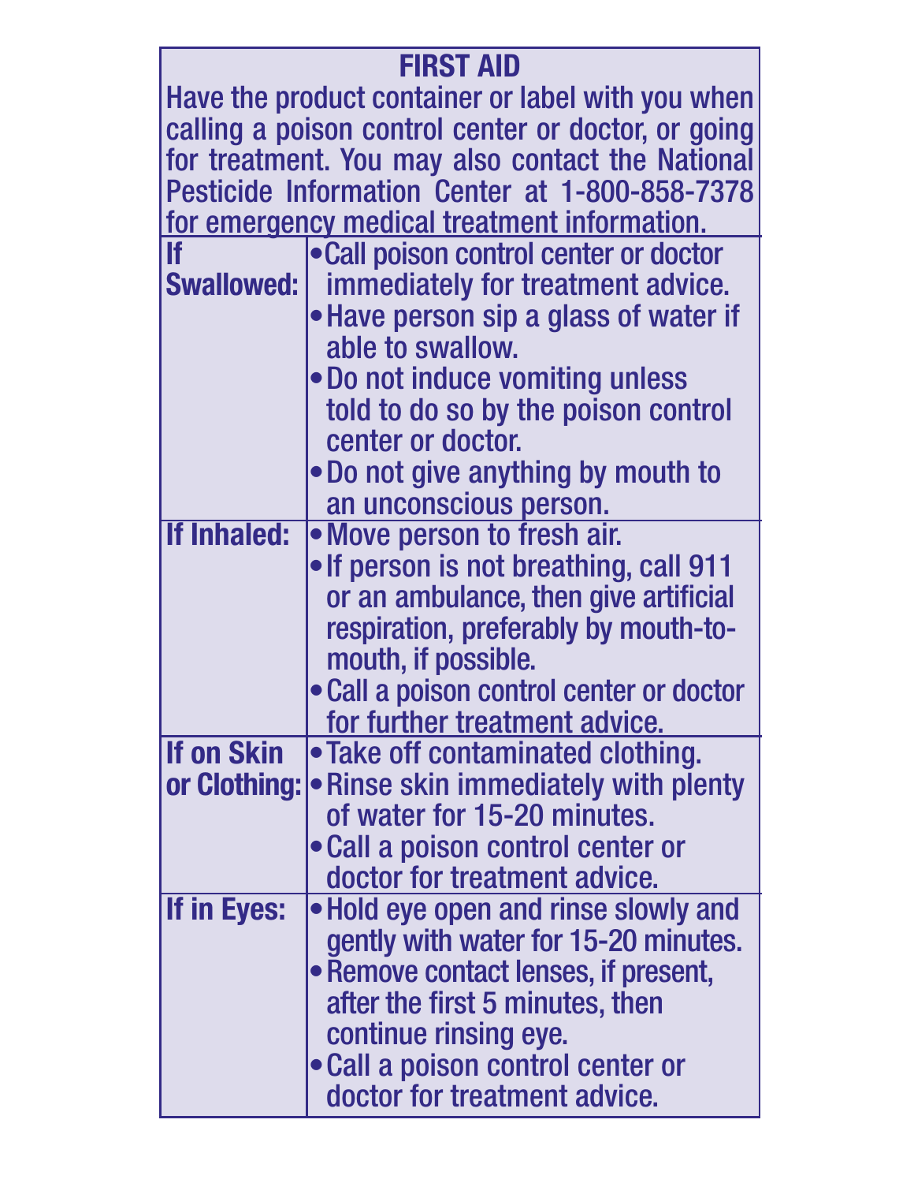## FIRST AID

Have the product container or label with you when calling a poison control center or doctor, or going for treatment. You may also contact the National Pesticide Information Center at 1-800-858-7378 for emergency medical treatment information.

| | |
|---|---|
| **If Swallowed:** | • Call poison control center or doctor immediately for treatment advice.<br>• Have person sip a glass of water if able to swallow.<br>• Do not induce vomiting unless told to do so by the poison control center or doctor.<br>• Do not give anything by mouth to an unconscious person. |
| **If Inhaled:** | • Move person to fresh air.<br>• If person is not breathing, call 911 or an ambulance, then give artificial respiration, preferably by mouth-to-mouth, if possible.<br>• Call a poison control center or doctor for further treatment advice. |
| **If on Skin or Clothing:** | • Take off contaminated clothing.<br>• Rinse skin immediately with plenty of water for 15-20 minutes.<br>• Call a poison control center or doctor for treatment advice. |
| **If in Eyes:** | • Hold eye open and rinse slowly and gently with water for 15-20 minutes.<br>• Remove contact lenses, if present, after the first 5 minutes, then continue rinsing eye.<br>• Call a poison control center or doctor for treatment advice. |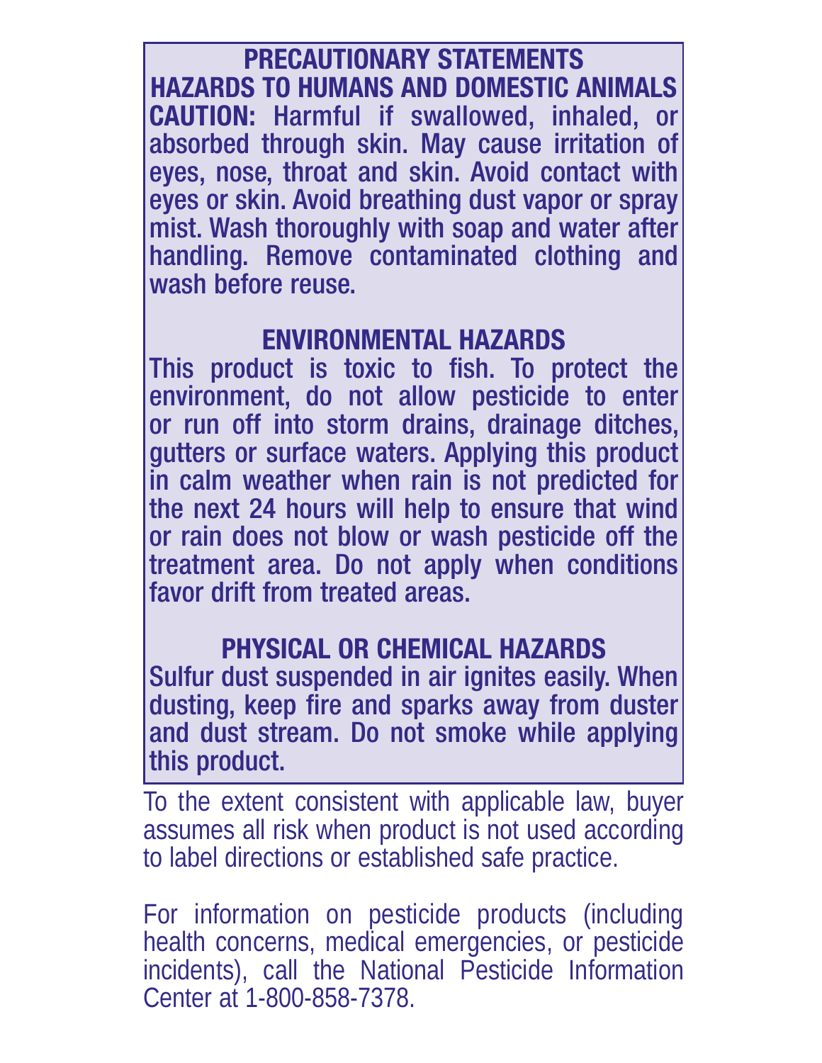## PRECAUTIONARY STATEMENTS

### HAZARDS TO HUMANS AND DOMESTIC ANIMALS

**CAUTION:** Harmful if swallowed, inhaled, or absorbed through skin. May cause irritation of eyes, nose, throat and skin. Avoid contact with eyes or skin. Avoid breathing dust vapor or spray mist. Wash thoroughly with soap and water after handling. Remove contaminated clothing and wash before reuse.

### ENVIRONMENTAL HAZARDS

This product is toxic to fish. To protect the environment, do not allow pesticide to enter or run off into storm drains, drainage ditches, gutters or surface waters. Applying this product in calm weather when rain is not predicted for the next 24 hours will help to ensure that wind or rain does not blow or wash pesticide off the treatment area. Do not apply when conditions favor drift from treated areas.

### PHYSICAL OR CHEMICAL HAZARDS

Sulfur dust suspended in air ignites easily. When dusting, keep fire and sparks away from duster and dust stream. Do not smoke while applying this product.

To the extent consistent with applicable law, buyer assumes all risk when product is not used according to label directions or established safe practice.

For information on pesticide products (including health concerns, medical emergencies, or pesticide incidents), call the National Pesticide Information Center at 1-800-858-7378.